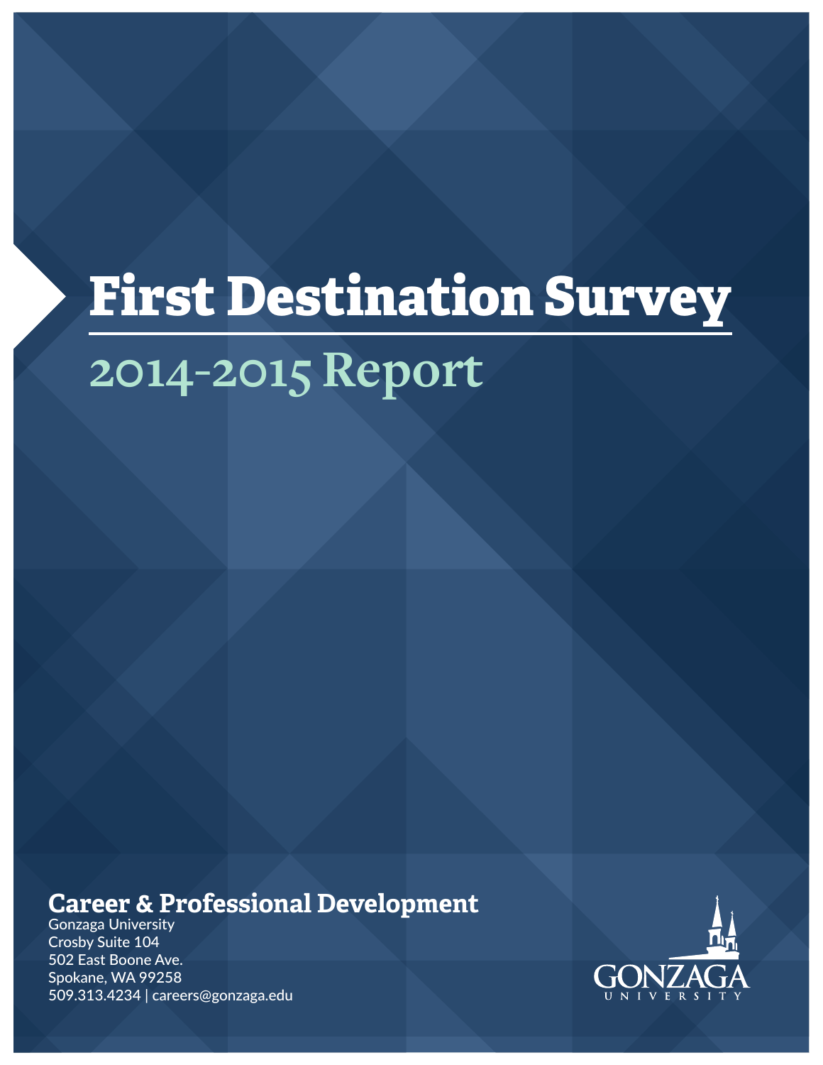# First Destination Survey

## 2014-2015 Report

**Career & Professional Development**

Gonzaga University
Crosby Suite 104
502 East Boone Ave.
Spokane, WA 99258
509.313.4234 | careers@gonzaga.edu

GONZAGA UNIVERSITY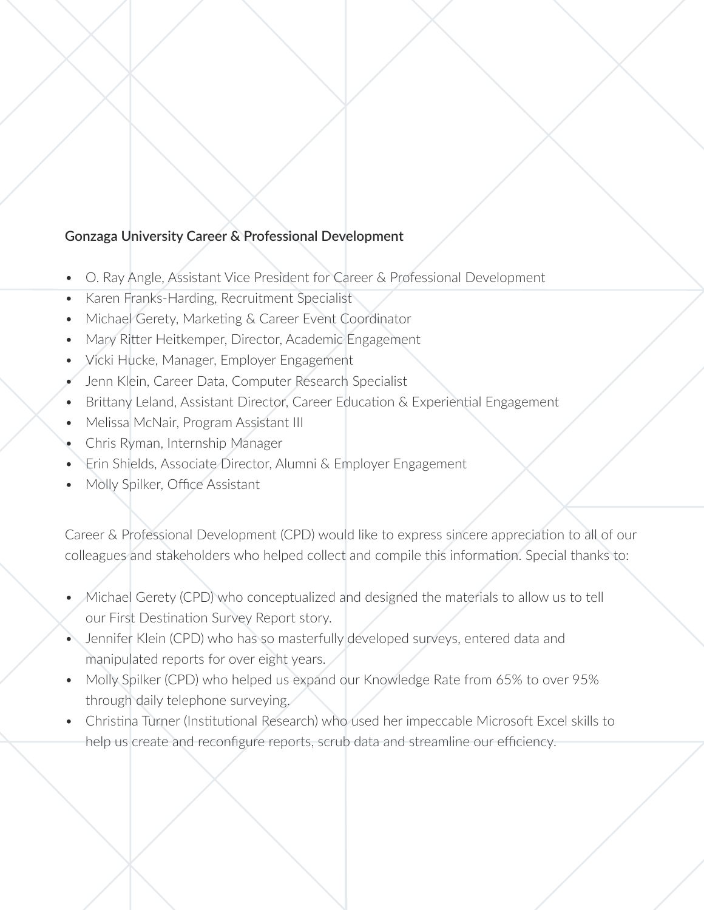**Gonzaga University Career & Professional Development**

- O. Ray Angle, Assistant Vice President for Career & Professional Development
- Karen Franks-Harding, Recruitment Specialist
- Michael Gerety, Marketing & Career Event Coordinator
- Mary Ritter Heitkemper, Director, Academic Engagement
- Vicki Hucke, Manager, Employer Engagement
- Jenn Klein, Career Data, Computer Research Specialist
- Brittany Leland, Assistant Director, Career Education & Experiential Engagement
- Melissa McNair, Program Assistant III
- Chris Ryman, Internship Manager
- Erin Shields, Associate Director, Alumni & Employer Engagement
- Molly Spilker, Office Assistant

Career & Professional Development (CPD) would like to express sincere appreciation to all of our colleagues and stakeholders who helped collect and compile this information. Special thanks to:

- Michael Gerety (CPD) who conceptualized and designed the materials to allow us to tell our First Destination Survey Report story.
- Jennifer Klein (CPD) who has so masterfully developed surveys, entered data and manipulated reports for over eight years.
- Molly Spilker (CPD) who helped us expand our Knowledge Rate from 65% to over 95% through daily telephone surveying.
- Christina Turner (Institutional Research) who used her impeccable Microsoft Excel skills to help us create and reconfigure reports, scrub data and streamline our efficiency.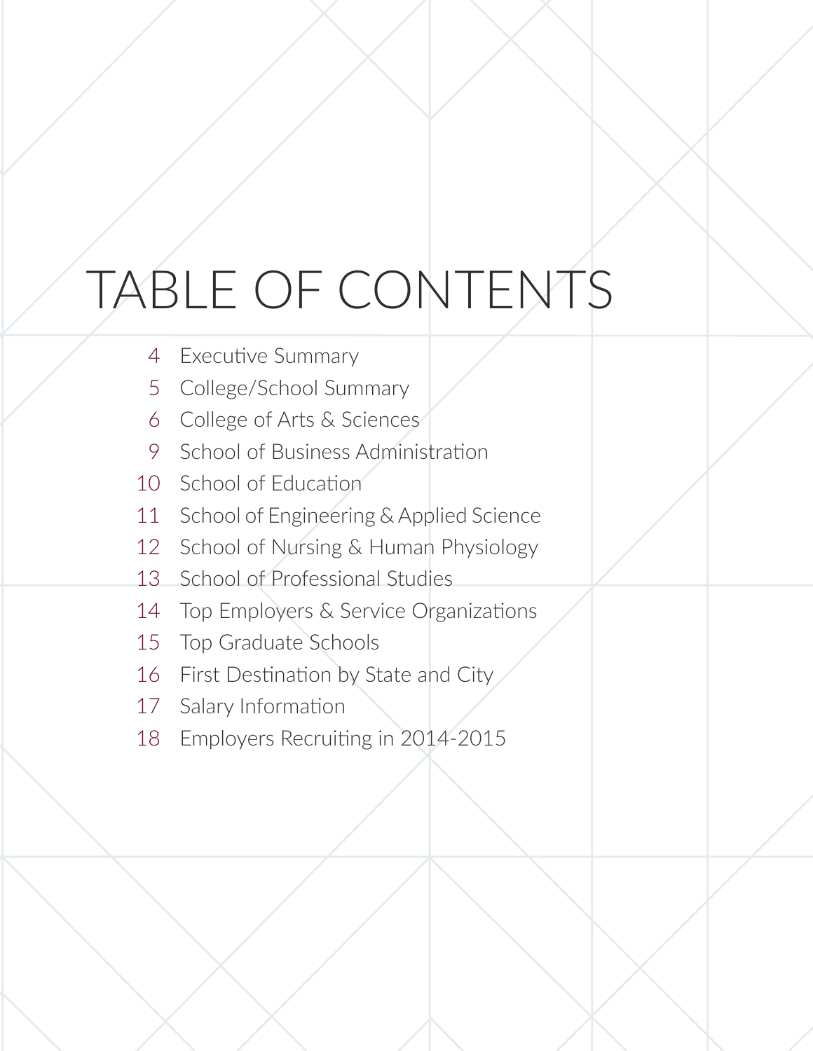# TABLE OF CONTENTS

4 Executive Summary

5 College/School Summary

6 College of Arts & Sciences

9 School of Business Administration

10 School of Education

11 School of Engineering & Applied Science

12 School of Nursing & Human Physiology

13 School of Professional Studies

14 Top Employers & Service Organizations

15 Top Graduate Schools

16 First Destination by State and City

17 Salary Information

18 Employers Recruiting in 2014-2015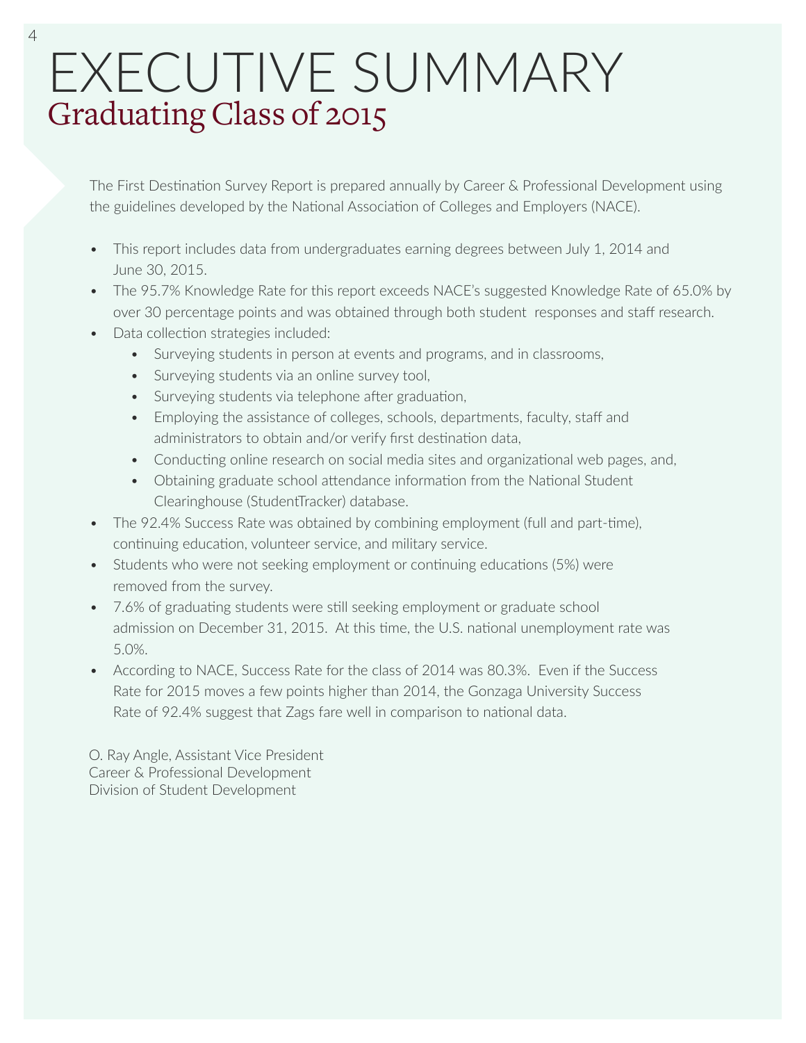# EXECUTIVE SUMMARY

## Graduating Class of 2015

The First Destination Survey Report is prepared annually by Career & Professional Development using the guidelines developed by the National Association of Colleges and Employers (NACE).

- This report includes data from undergraduates earning degrees between July 1, 2014 and June 30, 2015.
- The 95.7% Knowledge Rate for this report exceeds NACE's suggested Knowledge Rate of 65.0% by over 30 percentage points and was obtained through both student responses and staff research.
- Data collection strategies included:
  - Surveying students in person at events and programs, and in classrooms,
  - Surveying students via an online survey tool,
  - Surveying students via telephone after graduation,
  - Employing the assistance of colleges, schools, departments, faculty, staff and administrators to obtain and/or verify first destination data,
  - Conducting online research on social media sites and organizational web pages, and,
  - Obtaining graduate school attendance information from the National Student Clearinghouse (StudentTracker) database.
- The 92.4% Success Rate was obtained by combining employment (full and part-time), continuing education, volunteer service, and military service.
- Students who were not seeking employment or continuing educations (5%) were removed from the survey.
- 7.6% of graduating students were still seeking employment or graduate school admission on December 31, 2015. At this time, the U.S. national unemployment rate was 5.0%.
- According to NACE, Success Rate for the class of 2014 was 80.3%. Even if the Success Rate for 2015 moves a few points higher than 2014, the Gonzaga University Success Rate of 92.4% suggest that Zags fare well in comparison to national data.

O. Ray Angle, Assistant Vice President
Career & Professional Development
Division of Student Development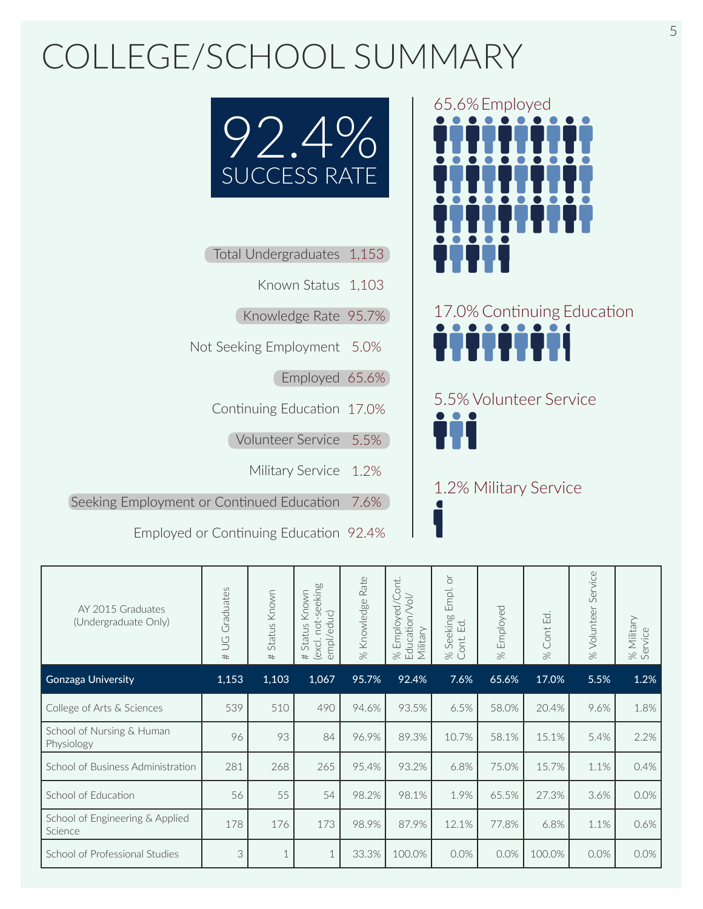# COLLEGE/SCHOOL SUMMARY

**92.4%**
SUCCESS RATE

Total Undergraduates 1,153

Known Status 1,103

Knowledge Rate 95.7%

Not Seeking Employment 5.0%

Employed 65.6%

Continuing Education 17.0%

Volunteer Service 5.5%

Military Service 1.2%

Seeking Employment or Continued Education 7.6%

Employed or Continuing Education 92.4%

65.6% Employed

17.0% Continuing Education

5.5% Volunteer Service

1.2% Military Service

| AY 2015 Graduates (Undergraduate Only) | # UG Graduates | # Status Known | # Status Known (excl. not-seeking empl/educ) | % Knowledge Rate | % Employed/Cont. Education/Vol/ Military | % Seeking Empl. or Cont. Ed. | % Employed | % Cont Ed. | % Volunteer Service | % Military Service |
|---|---|---|---|---|---|---|---|---|---|---|
| **Gonzaga University** | **1,153** | **1,103** | **1,067** | **95.7%** | **92.4%** | **7.6%** | **65.6%** | **17.0%** | **5.5%** | **1.2%** |
| College of Arts & Sciences | 539 | 510 | 490 | 94.6% | 93.5% | 6.5% | 58.0% | 20.4% | 9.6% | 1.8% |
| School of Nursing & Human Physiology | 96 | 93 | 84 | 96.9% | 89.3% | 10.7% | 58.1% | 15.1% | 5.4% | 2.2% |
| School of Business Administration | 281 | 268 | 265 | 95.4% | 93.2% | 6.8% | 75.0% | 15.7% | 1.1% | 0.4% |
| School of Education | 56 | 55 | 54 | 98.2% | 98.1% | 1.9% | 65.5% | 27.3% | 3.6% | 0.0% |
| School of Engineering & Applied Science | 178 | 176 | 173 | 98.9% | 87.9% | 12.1% | 77.8% | 6.8% | 1.1% | 0.6% |
| School of Professional Studies | 3 | 1 | 1 | 33.3% | 100.0% | 0.0% | 0.0% | 100.0% | 0.0% | 0.0% |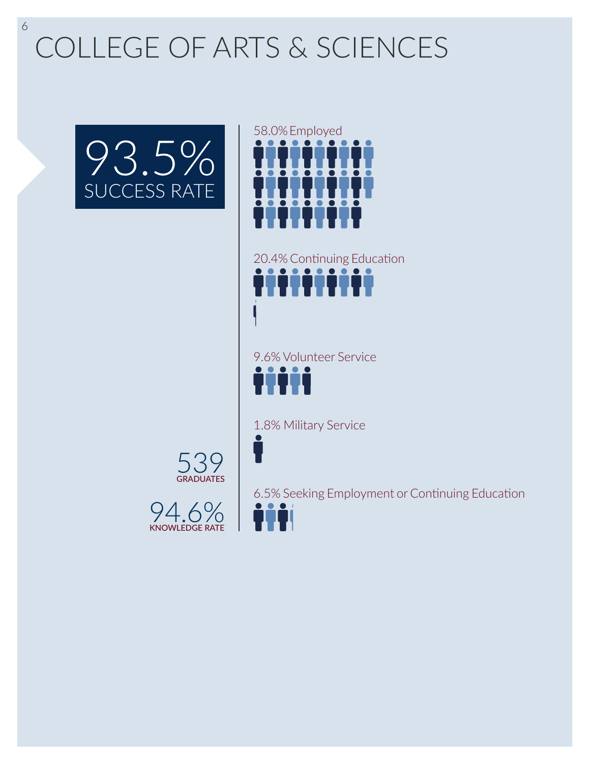# COLLEGE OF ARTS & SCIENCES

**93.5%**
SUCCESS RATE

**539**
GRADUATES

**94.6%**
KNOWLEDGE RATE

58.0% Employed

20.4% Continuing Education

9.6% Volunteer Service

1.8% Military Service

6.5% Seeking Employment or Continuing Education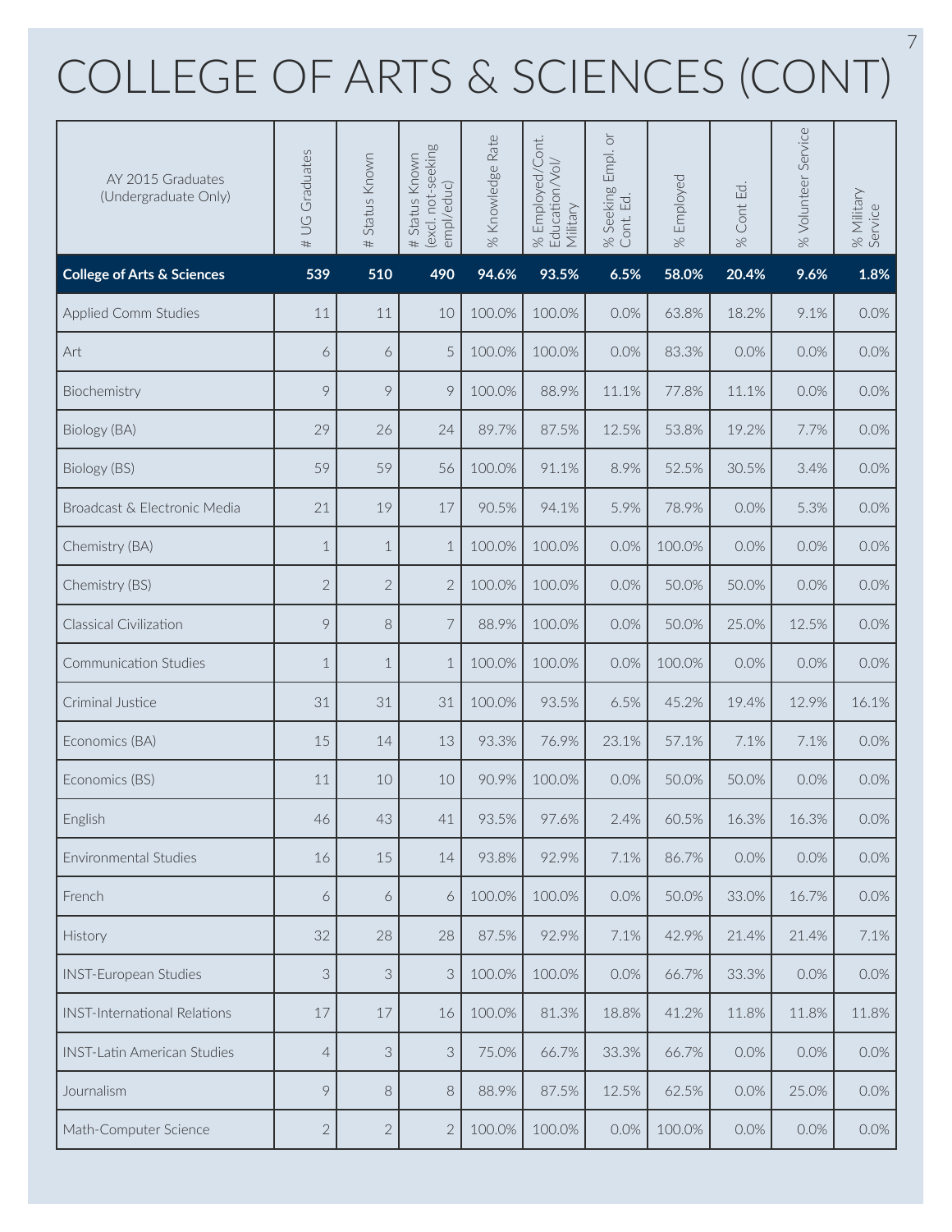# COLLEGE OF ARTS & SCIENCES (CONT)

| AY 2015 Graduates (Undergraduate Only) | # UG Graduates | # Status Known | # Status Known (excl. not-seeking empl/educ) | % Knowledge Rate | % Employed/Cont. Education/Vol/ Military | % Seeking Empl. or Cont. Ed. | % Employed | % Cont Ed. | % Volunteer Service | % Military Service |
|---|---|---|---|---|---|---|---|---|---|---|
| **College of Arts & Sciences** | **539** | **510** | **490** | **94.6%** | **93.5%** | **6.5%** | **58.0%** | **20.4%** | **9.6%** | **1.8%** |
| Applied Comm Studies | 11 | 11 | 10 | 100.0% | 100.0% | 0.0% | 63.8% | 18.2% | 9.1% | 0.0% |
| Art | 6 | 6 | 5 | 100.0% | 100.0% | 0.0% | 83.3% | 0.0% | 0.0% | 0.0% |
| Biochemistry | 9 | 9 | 9 | 100.0% | 88.9% | 11.1% | 77.8% | 11.1% | 0.0% | 0.0% |
| Biology (BA) | 29 | 26 | 24 | 89.7% | 87.5% | 12.5% | 53.8% | 19.2% | 7.7% | 0.0% |
| Biology (BS) | 59 | 59 | 56 | 100.0% | 91.1% | 8.9% | 52.5% | 30.5% | 3.4% | 0.0% |
| Broadcast & Electronic Media | 21 | 19 | 17 | 90.5% | 94.1% | 5.9% | 78.9% | 0.0% | 5.3% | 0.0% |
| Chemistry (BA) | 1 | 1 | 1 | 100.0% | 100.0% | 0.0% | 100.0% | 0.0% | 0.0% | 0.0% |
| Chemistry (BS) | 2 | 2 | 2 | 100.0% | 100.0% | 0.0% | 50.0% | 50.0% | 0.0% | 0.0% |
| Classical Civilization | 9 | 8 | 7 | 88.9% | 100.0% | 0.0% | 50.0% | 25.0% | 12.5% | 0.0% |
| Communication Studies | 1 | 1 | 1 | 100.0% | 100.0% | 0.0% | 100.0% | 0.0% | 0.0% | 0.0% |
| Criminal Justice | 31 | 31 | 31 | 100.0% | 93.5% | 6.5% | 45.2% | 19.4% | 12.9% | 16.1% |
| Economics (BA) | 15 | 14 | 13 | 93.3% | 76.9% | 23.1% | 57.1% | 7.1% | 7.1% | 0.0% |
| Economics (BS) | 11 | 10 | 10 | 90.9% | 100.0% | 0.0% | 50.0% | 50.0% | 0.0% | 0.0% |
| English | 46 | 43 | 41 | 93.5% | 97.6% | 2.4% | 60.5% | 16.3% | 16.3% | 0.0% |
| Environmental Studies | 16 | 15 | 14 | 93.8% | 92.9% | 7.1% | 86.7% | 0.0% | 0.0% | 0.0% |
| French | 6 | 6 | 6 | 100.0% | 100.0% | 0.0% | 50.0% | 33.0% | 16.7% | 0.0% |
| History | 32 | 28 | 28 | 87.5% | 92.9% | 7.1% | 42.9% | 21.4% | 21.4% | 7.1% |
| INST-European Studies | 3 | 3 | 3 | 100.0% | 100.0% | 0.0% | 66.7% | 33.3% | 0.0% | 0.0% |
| INST-International Relations | 17 | 17 | 16 | 100.0% | 81.3% | 18.8% | 41.2% | 11.8% | 11.8% | 11.8% |
| INST-Latin American Studies | 4 | 3 | 3 | 75.0% | 66.7% | 33.3% | 66.7% | 0.0% | 0.0% | 0.0% |
| Journalism | 9 | 8 | 8 | 88.9% | 87.5% | 12.5% | 62.5% | 0.0% | 25.0% | 0.0% |
| Math-Computer Science | 2 | 2 | 2 | 100.0% | 100.0% | 0.0% | 100.0% | 0.0% | 0.0% | 0.0% |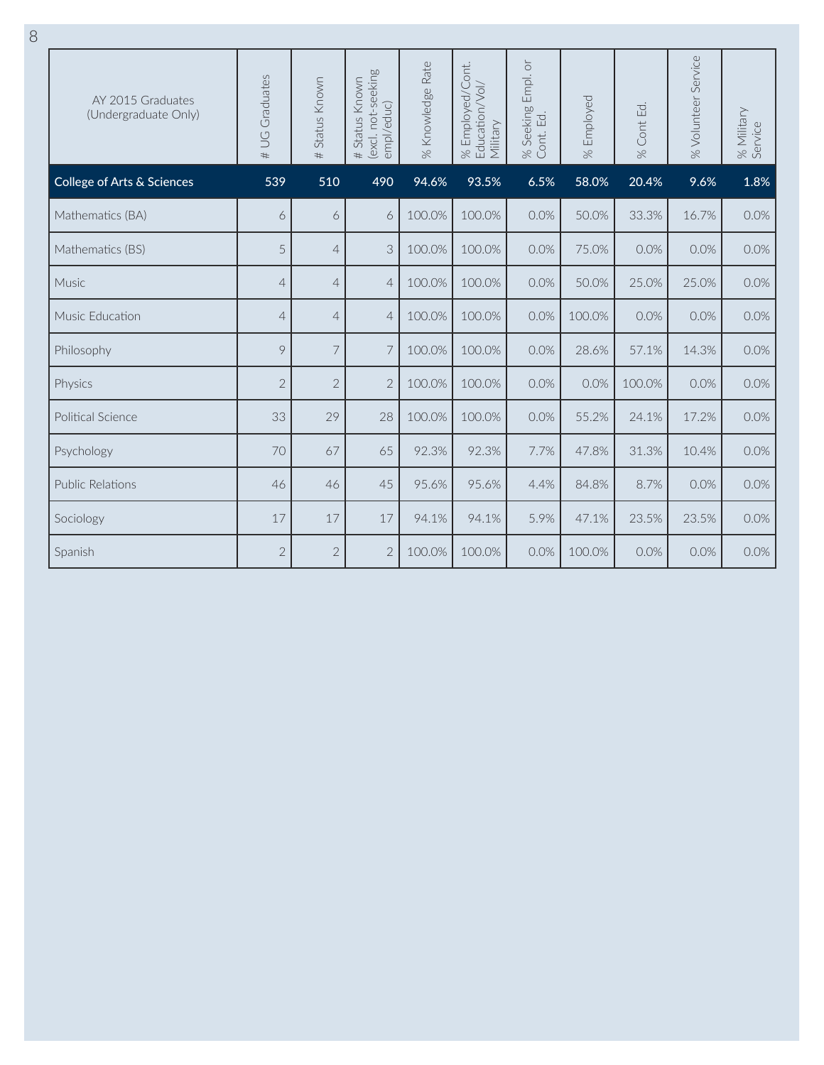| AY 2015 Graduates (Undergraduate Only) | # UG Graduates | # Status Known | # Status Known (excl. not-seeking empl/educ) | % Knowledge Rate | % Employed/Cont. Education/Vol/Military | % Seeking Empl. or Cont. Ed. | % Employed | % Cont Ed. | % Volunteer Service | % Military Service |
|---|---|---|---|---|---|---|---|---|---|---|
| **College of Arts & Sciences** | **539** | **510** | **490** | **94.6%** | **93.5%** | **6.5%** | **58.0%** | **20.4%** | **9.6%** | **1.8%** |
| Mathematics (BA) | 6 | 6 | 6 | 100.0% | 100.0% | 0.0% | 50.0% | 33.3% | 16.7% | 0.0% |
| Mathematics (BS) | 5 | 4 | 3 | 100.0% | 100.0% | 0.0% | 75.0% | 0.0% | 0.0% | 0.0% |
| Music | 4 | 4 | 4 | 100.0% | 100.0% | 0.0% | 50.0% | 25.0% | 25.0% | 0.0% |
| Music Education | 4 | 4 | 4 | 100.0% | 100.0% | 0.0% | 100.0% | 0.0% | 0.0% | 0.0% |
| Philosophy | 9 | 7 | 7 | 100.0% | 100.0% | 0.0% | 28.6% | 57.1% | 14.3% | 0.0% |
| Physics | 2 | 2 | 2 | 100.0% | 100.0% | 0.0% | 0.0% | 100.0% | 0.0% | 0.0% |
| Political Science | 33 | 29 | 28 | 100.0% | 100.0% | 0.0% | 55.2% | 24.1% | 17.2% | 0.0% |
| Psychology | 70 | 67 | 65 | 92.3% | 92.3% | 7.7% | 47.8% | 31.3% | 10.4% | 0.0% |
| Public Relations | 46 | 46 | 45 | 95.6% | 95.6% | 4.4% | 84.8% | 8.7% | 0.0% | 0.0% |
| Sociology | 17 | 17 | 17 | 94.1% | 94.1% | 5.9% | 47.1% | 23.5% | 23.5% | 0.0% |
| Spanish | 2 | 2 | 2 | 100.0% | 100.0% | 0.0% | 100.0% | 0.0% | 0.0% | 0.0% |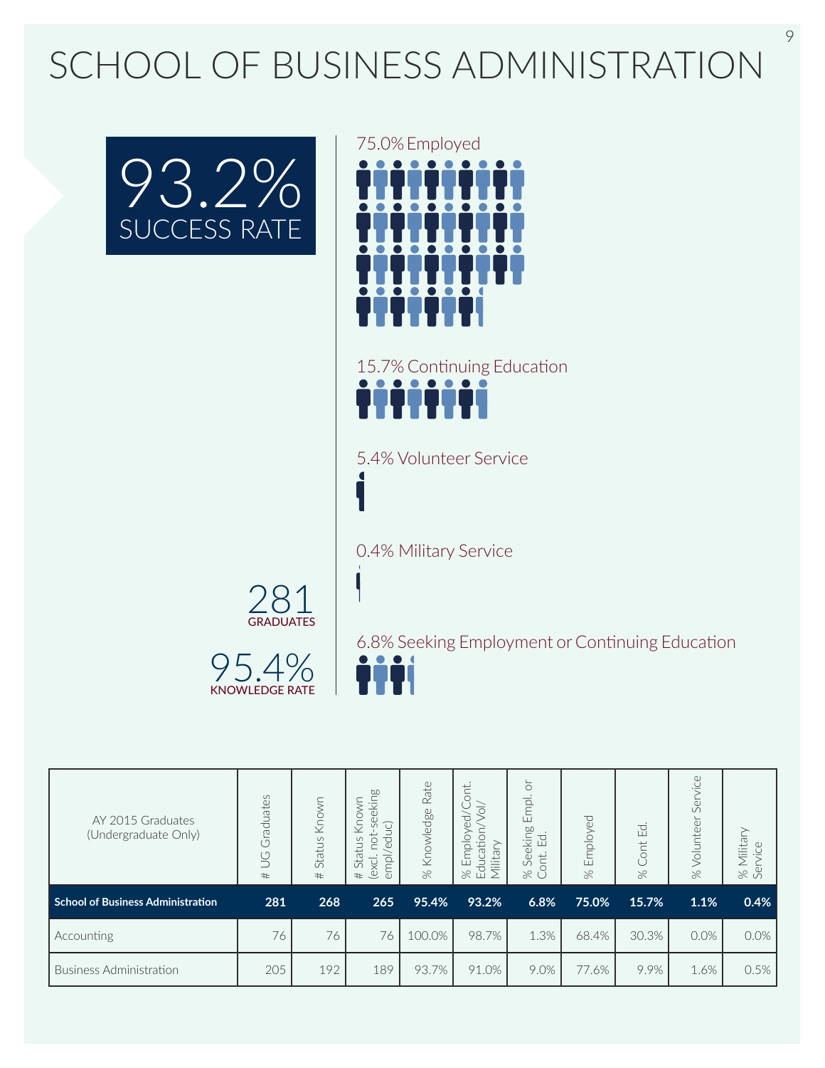# SCHOOL OF BUSINESS ADMINISTRATION

93.2%
SUCCESS RATE

281
GRADUATES

95.4%
KNOWLEDGE RATE

75.0% Employed

15.7% Continuing Education

5.4% Volunteer Service

0.4% Military Service

6.8% Seeking Employment or Continuing Education

| AY 2015 Graduates (Undergraduate Only) | # UG Graduates | # Status Known | # Status Known (excl. not-seeking empl/educ) | % Knowledge Rate | % Employed/Cont. Education/Vol/ Military | % Seeking Empl. or Cont. Ed. | % Employed | % Cont Ed. | % Volunteer Service | % Military Service |
|---|---|---|---|---|---|---|---|---|---|---|
| **School of Business Administration** | **281** | **268** | **265** | **95.4%** | **93.2%** | **6.8%** | **75.0%** | **15.7%** | **1.1%** | **0.4%** |
| Accounting | 76 | 76 | 76 | 100.0% | 98.7% | 1.3% | 68.4% | 30.3% | 0.0% | 0.0% |
| Business Administration | 205 | 192 | 189 | 93.7% | 91.0% | 9.0% | 77.6% | 9.9% | 1.6% | 0.5% |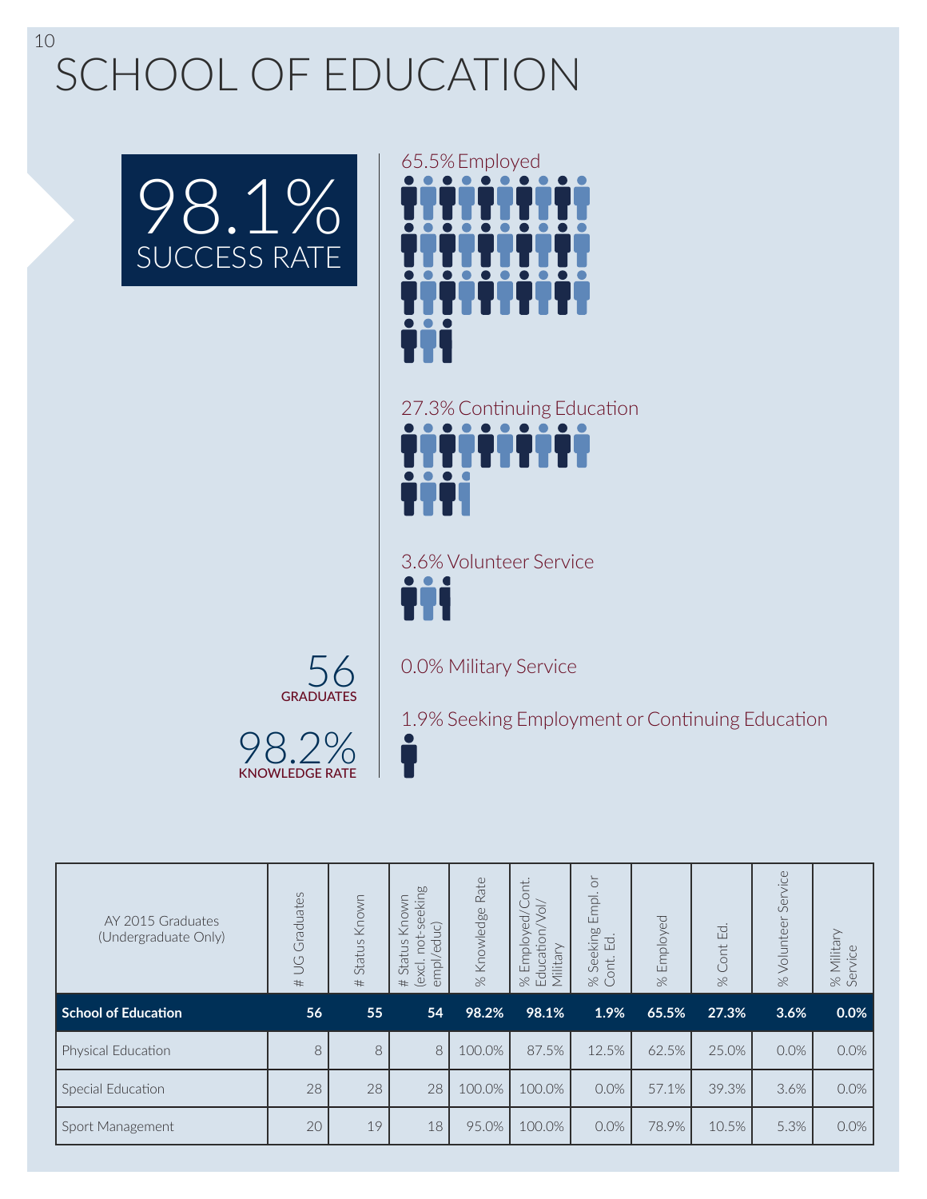# SCHOOL OF EDUCATION

**98.1%**
SUCCESS RATE

65.5% Employed

27.3% Continuing Education

3.6% Volunteer Service

0.0% Military Service

1.9% Seeking Employment or Continuing Education

**56**
GRADUATES

**98.2%**
KNOWLEDGE RATE

| AY 2015 Graduates (Undergraduate Only) | # UG Graduates | # Status Known | # Status Known (excl. not-seeking empl/educ) | % Knowledge Rate | % Employed/Cont. Education/Vol/ Military | % Seeking Empl. or Cont. Ed. | % Employed | % Cont Ed. | % Volunteer Service | % Military Service |
|---|---|---|---|---|---|---|---|---|---|---|
| **School of Education** | **56** | **55** | **54** | **98.2%** | **98.1%** | **1.9%** | **65.5%** | **27.3%** | **3.6%** | **0.0%** |
| Physical Education | 8 | 8 | 8 | 100.0% | 87.5% | 12.5% | 62.5% | 25.0% | 0.0% | 0.0% |
| Special Education | 28 | 28 | 28 | 100.0% | 100.0% | 0.0% | 57.1% | 39.3% | 3.6% | 0.0% |
| Sport Management | 20 | 19 | 18 | 95.0% | 100.0% | 0.0% | 78.9% | 10.5% | 5.3% | 0.0% |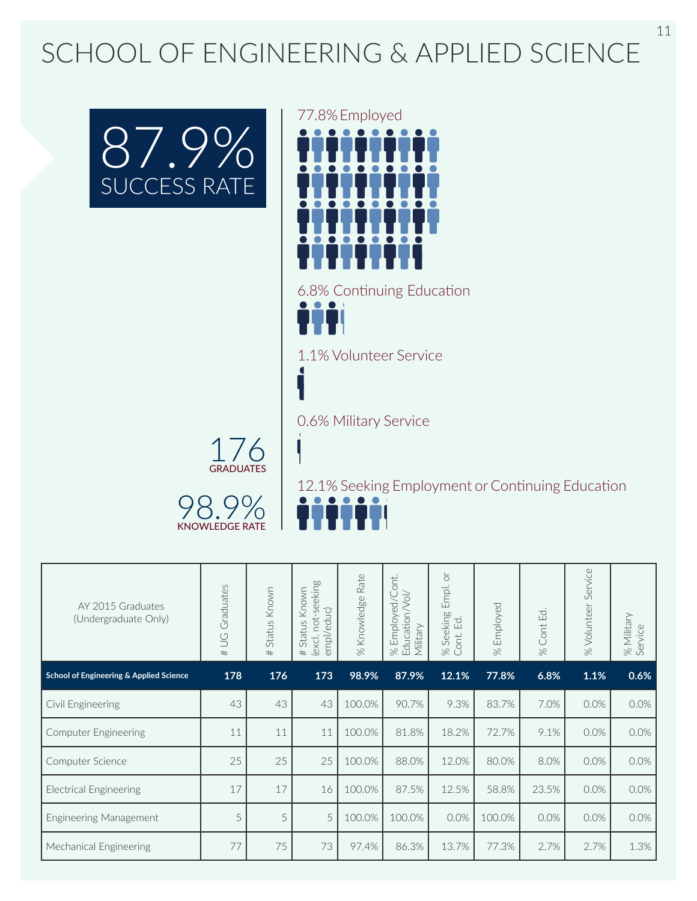# SCHOOL OF ENGINEERING & APPLIED SCIENCE

**87.9%**
SUCCESS RATE

**176**
GRADUATES

**98.9%**
KNOWLEDGE RATE

77.8% Employed

6.8% Continuing Education

1.1% Volunteer Service

0.6% Military Service

12.1% Seeking Employment or Continuing Education

| AY 2015 Graduates (Undergraduate Only) | # UG Graduates | # Status Known | # Status Known (excl. not-seeking empl/educ) | % Knowledge Rate | % Employed/Cont. Education/Vol/ Military | % Seeking Empl. or Cont. Ed. | % Employed | % Cont Ed. | % Volunteer Service | % Military Service |
|---|---|---|---|---|---|---|---|---|---|---|
| **School of Engineering & Applied Science** | **178** | **176** | **173** | **98.9%** | **87.9%** | **12.1%** | **77.8%** | **6.8%** | **1.1%** | **0.6%** |
| Civil Engineering | 43 | 43 | 43 | 100.0% | 90.7% | 9.3% | 83.7% | 7.0% | 0.0% | 0.0% |
| Computer Engineering | 11 | 11 | 11 | 100.0% | 81.8% | 18.2% | 72.7% | 9.1% | 0.0% | 0.0% |
| Computer Science | 25 | 25 | 25 | 100.0% | 88.0% | 12.0% | 80.0% | 8.0% | 0.0% | 0.0% |
| Electrical Engineering | 17 | 17 | 16 | 100.0% | 87.5% | 12.5% | 58.8% | 23.5% | 0.0% | 0.0% |
| Engineering Management | 5 | 5 | 5 | 100.0% | 100.0% | 0.0% | 100.0% | 0.0% | 0.0% | 0.0% |
| Mechanical Engineering | 77 | 75 | 73 | 97.4% | 86.3% | 13.7% | 77.3% | 2.7% | 2.7% | 1.3% |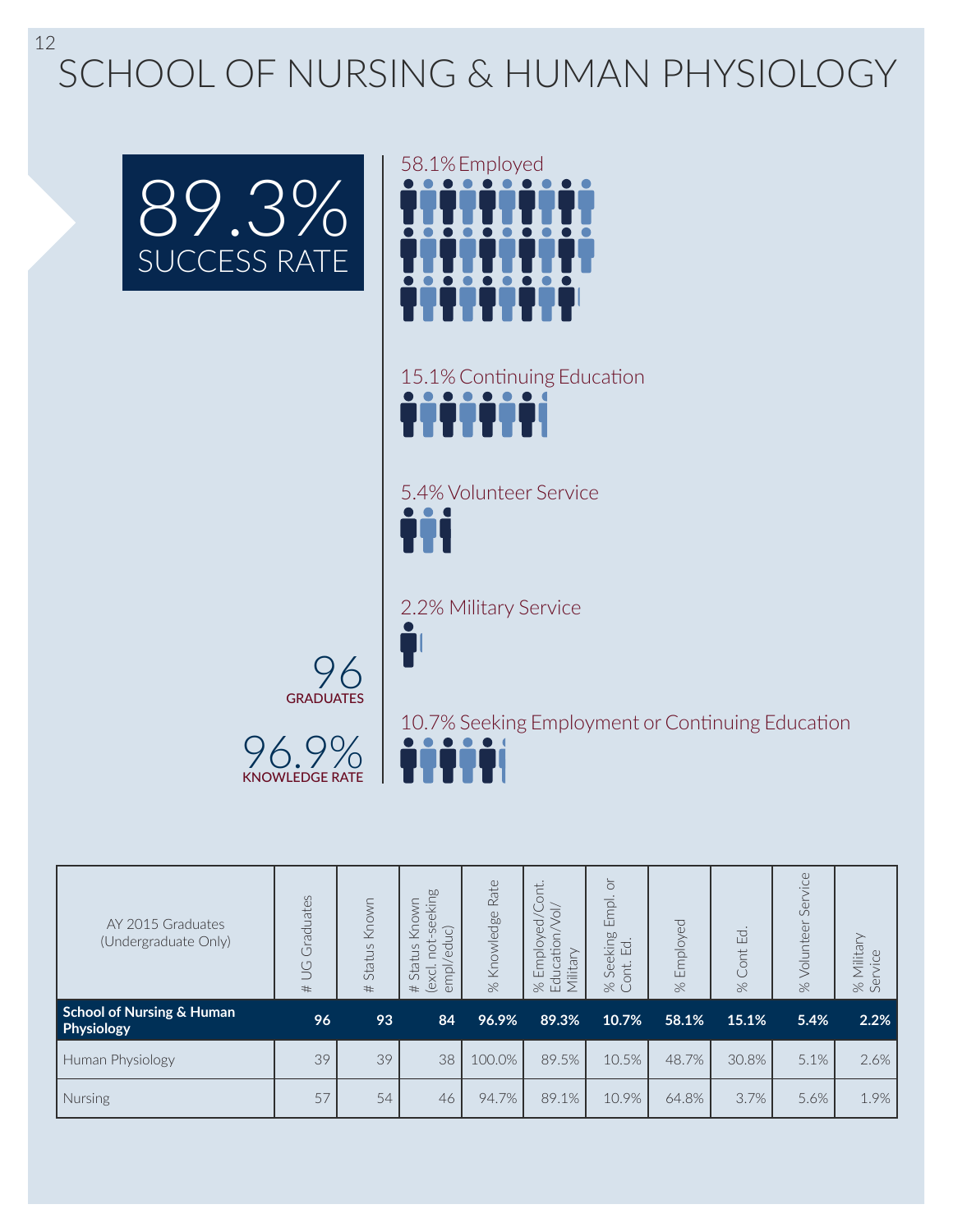# SCHOOL OF NURSING & HUMAN PHYSIOLOGY

**89.3%** SUCCESS RATE

**96** GRADUATES

**96.9%** KNOWLEDGE RATE

58.1% Employed

15.1% Continuing Education

5.4% Volunteer Service

2.2% Military Service

10.7% Seeking Employment or Continuing Education

| AY 2015 Graduates (Undergraduate Only) | # UG Graduates | # Status Known | # Status Known (excl. not-seeking empl/educ) | % Knowledge Rate | % Employed/Cont. Education/Vol/ Military | % Seeking Empl. or Cont. Ed. | % Employed | % Cont Ed. | % Volunteer Service | % Military Service |
|---|---|---|---|---|---|---|---|---|---|---|
| **School of Nursing & Human Physiology** | **96** | **93** | **84** | **96.9%** | **89.3%** | **10.7%** | **58.1%** | **15.1%** | **5.4%** | **2.2%** |
| Human Physiology | 39 | 39 | 38 | 100.0% | 89.5% | 10.5% | 48.7% | 30.8% | 5.1% | 2.6% |
| Nursing | 57 | 54 | 46 | 94.7% | 89.1% | 10.9% | 64.8% | 3.7% | 5.6% | 1.9% |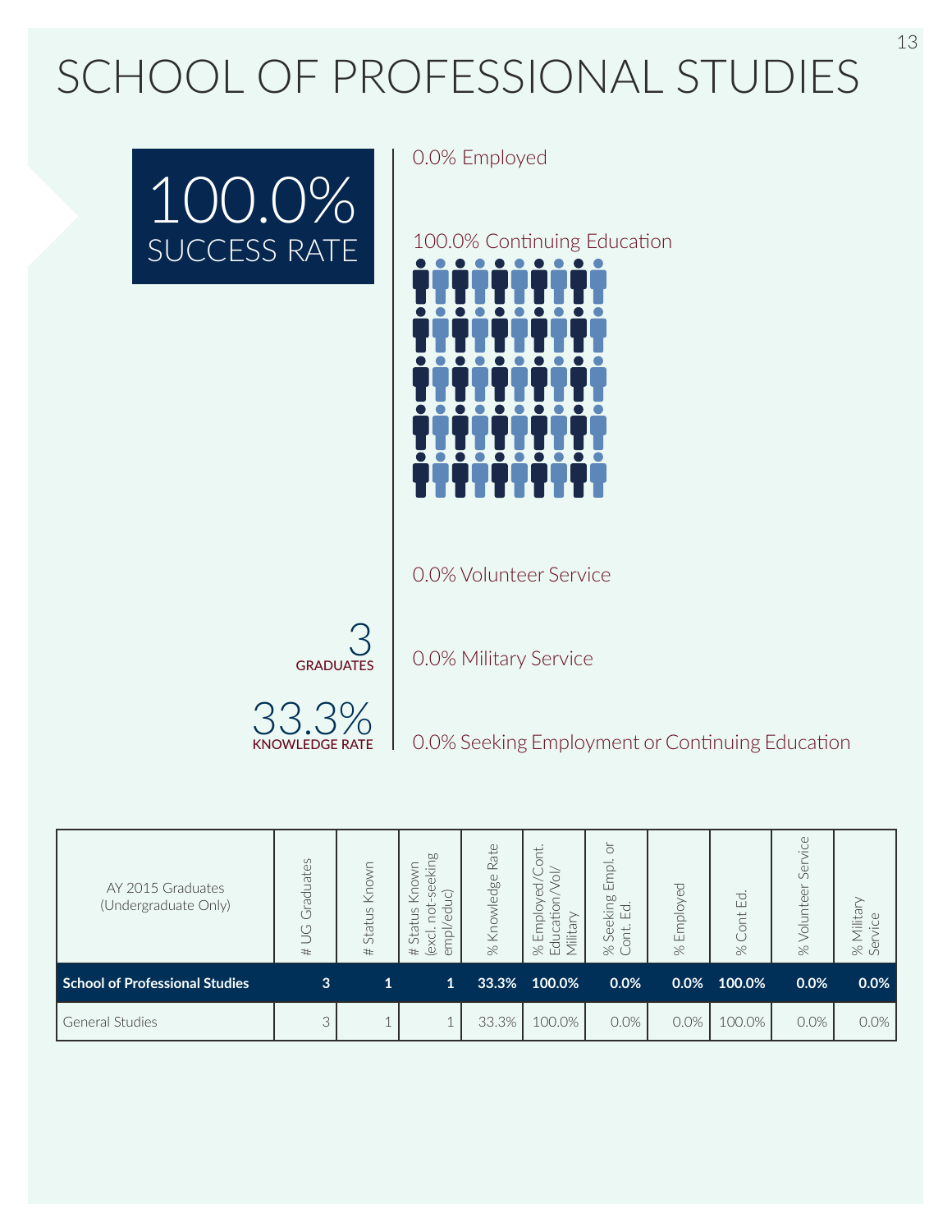# SCHOOL OF PROFESSIONAL STUDIES

**100.0%**
SUCCESS RATE

0.0% Employed

100.0% Continuing Education

0.0% Volunteer Service

0.0% Military Service

0.0% Seeking Employment or Continuing Education

**3**
GRADUATES

**33.3%**
KNOWLEDGE RATE

| AY 2015 Graduates (Undergraduate Only) | # UG Graduates | # Status Known | # Status Known (excl. not-seeking empl/educ) | % Knowledge Rate | % Employed/Cont. Education/Vol/ Military | % Seeking Empl. or Cont. Ed. | % Employed | % Cont Ed. | % Volunteer Service | % Military Service |
|---|---|---|---|---|---|---|---|---|---|---|
| **School of Professional Studies** | **3** | **1** | **1** | **33.3%** | **100.0%** | **0.0%** | **0.0%** | **100.0%** | **0.0%** | **0.0%** |
| General Studies | 3 | 1 | 1 | 33.3% | 100.0% | 0.0% | 0.0% | 100.0% | 0.0% | 0.0% |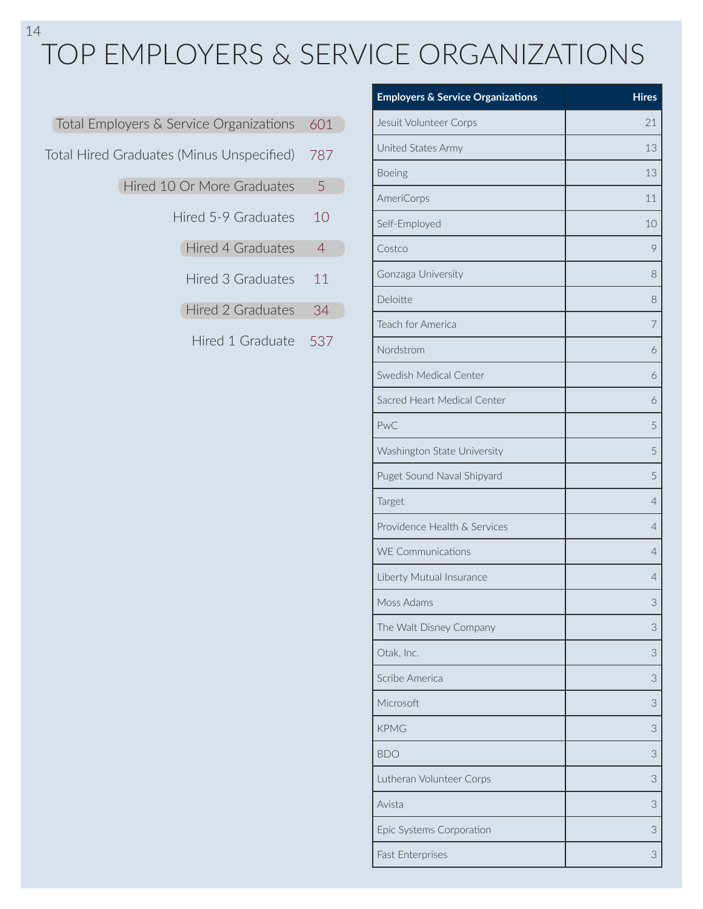# TOP EMPLOYERS & SERVICE ORGANIZATIONS

| | |
|---|---|
| Total Employers & Service Organizations | 601 |
| Total Hired Graduates (Minus Unspecified) | 787 |
| Hired 10 Or More Graduates | 5 |
| Hired 5-9 Graduates | 10 |
| Hired 4 Graduates | 4 |
| Hired 3 Graduates | 11 |
| Hired 2 Graduates | 34 |
| Hired 1 Graduate | 537 |

| Employers & Service Organizations | Hires |
|---|---|
| Jesuit Volunteer Corps | 21 |
| United States Army | 13 |
| Boeing | 13 |
| AmeriCorps | 11 |
| Self-Employed | 10 |
| Costco | 9 |
| Gonzaga University | 8 |
| Deloitte | 8 |
| Teach for America | 7 |
| Nordstrom | 6 |
| Swedish Medical Center | 6 |
| Sacred Heart Medical Center | 6 |
| PwC | 5 |
| Washington State University | 5 |
| Puget Sound Naval Shipyard | 5 |
| Target | 4 |
| Providence Health & Services | 4 |
| WE Communications | 4 |
| Liberty Mutual Insurance | 4 |
| Moss Adams | 3 |
| The Walt Disney Company | 3 |
| Otak, Inc. | 3 |
| Scribe America | 3 |
| Microsoft | 3 |
| KPMG | 3 |
| BDO | 3 |
| Lutheran Volunteer Corps | 3 |
| Avista | 3 |
| Epic Systems Corporation | 3 |
| Fast Enterprises | 3 |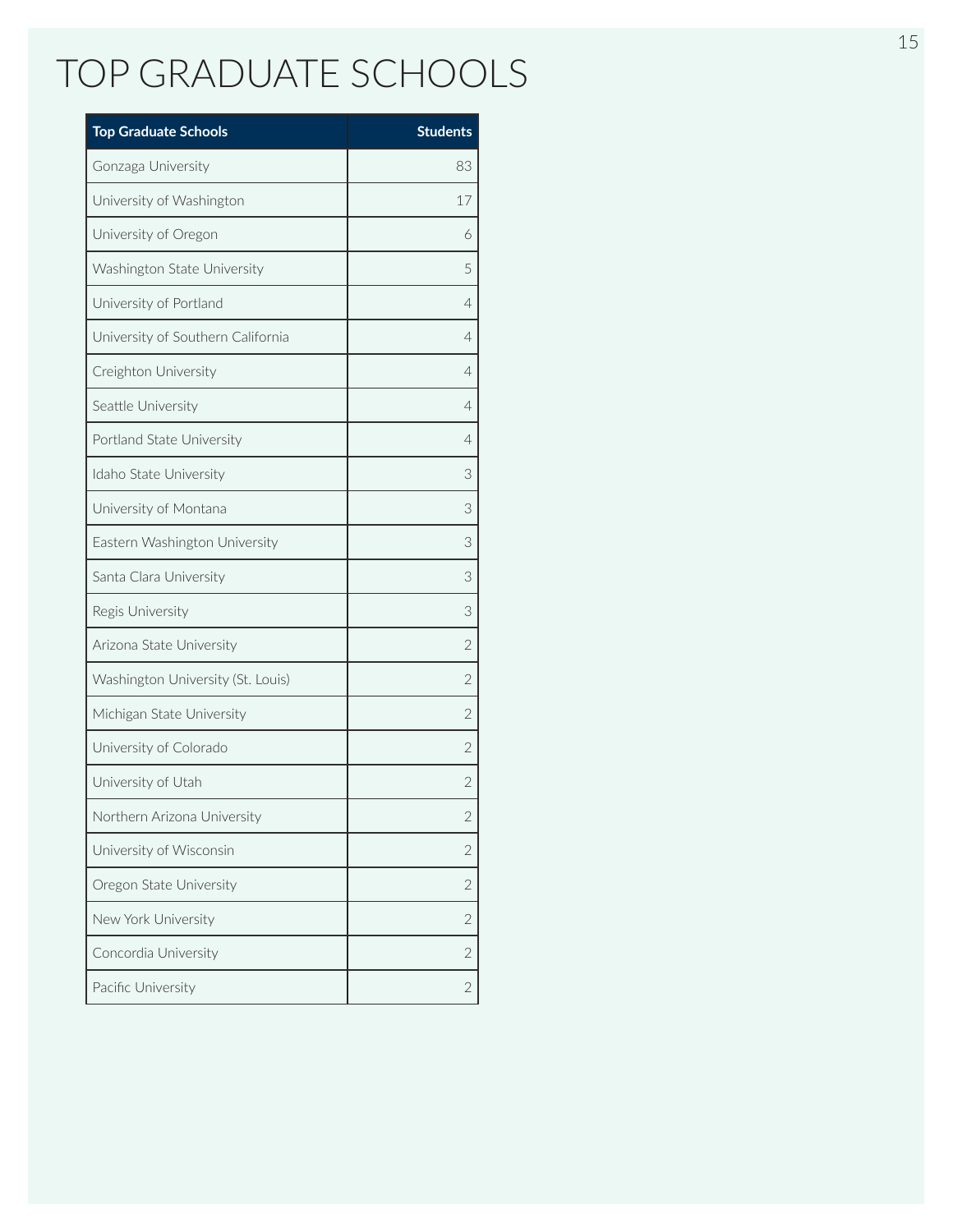# TOP GRADUATE SCHOOLS

| Top Graduate Schools | Students |
|---|---:|
| Gonzaga University | 83 |
| University of Washington | 17 |
| University of Oregon | 6 |
| Washington State University | 5 |
| University of Portland | 4 |
| University of Southern California | 4 |
| Creighton University | 4 |
| Seattle University | 4 |
| Portland State University | 4 |
| Idaho State University | 3 |
| University of Montana | 3 |
| Eastern Washington University | 3 |
| Santa Clara University | 3 |
| Regis University | 3 |
| Arizona State University | 2 |
| Washington University (St. Louis) | 2 |
| Michigan State University | 2 |
| University of Colorado | 2 |
| University of Utah | 2 |
| Northern Arizona University | 2 |
| University of Wisconsin | 2 |
| Oregon State University | 2 |
| New York University | 2 |
| Concordia University | 2 |
| Pacific University | 2 |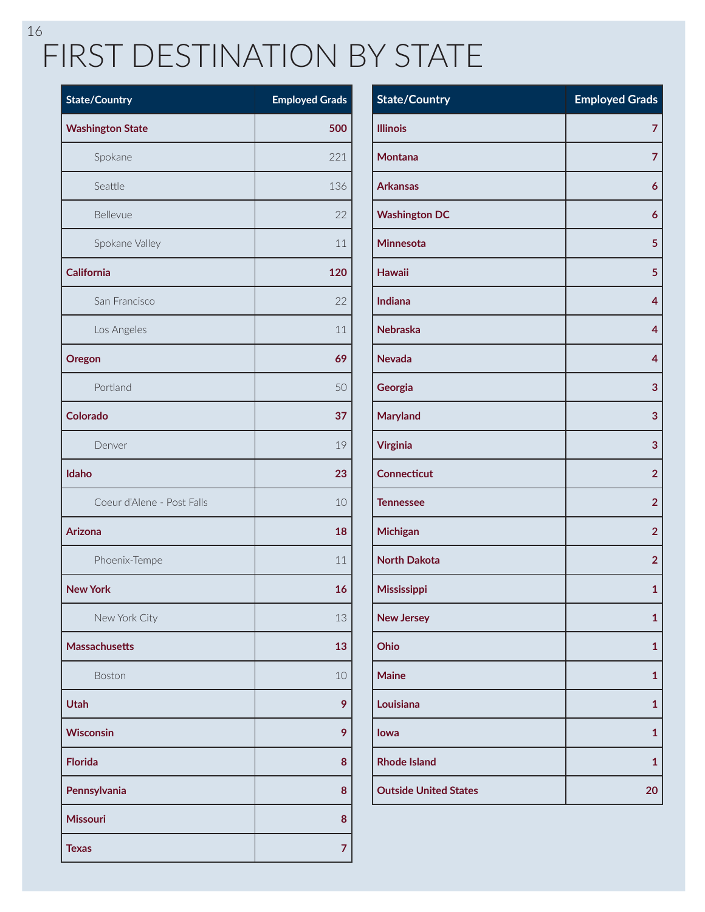# FIRST DESTINATION BY STATE

| State/Country | Employed Grads |
|---|---|
| **Washington State** | **500** |
| Spokane | 221 |
| Seattle | 136 |
| Bellevue | 22 |
| Spokane Valley | 11 |
| **California** | **120** |
| San Francisco | 22 |
| Los Angeles | 11 |
| **Oregon** | **69** |
| Portland | 50 |
| **Colorado** | **37** |
| Denver | 19 |
| **Idaho** | **23** |
| Coeur d'Alene - Post Falls | 10 |
| **Arizona** | **18** |
| Phoenix-Tempe | 11 |
| **New York** | **16** |
| New York City | 13 |
| **Massachusetts** | **13** |
| Boston | 10 |
| **Utah** | **9** |
| **Wisconsin** | **9** |
| **Florida** | **8** |
| **Pennsylvania** | **8** |
| **Missouri** | **8** |
| **Texas** | **7** |
| **Illinois** | **7** |
| **Montana** | **7** |
| **Arkansas** | **6** |
| **Washington DC** | **6** |
| **Minnesota** | **5** |
| **Hawaii** | **5** |
| **Indiana** | **4** |
| **Nebraska** | **4** |
| **Nevada** | **4** |
| **Georgia** | **3** |
| **Maryland** | **3** |
| **Virginia** | **3** |
| **Connecticut** | **2** |
| **Tennessee** | **2** |
| **Michigan** | **2** |
| **North Dakota** | **2** |
| **Mississippi** | **1** |
| **New Jersey** | **1** |
| **Ohio** | **1** |
| **Maine** | **1** |
| **Louisiana** | **1** |
| **Iowa** | **1** |
| **Rhode Island** | **1** |
| **Outside United States** | **20** |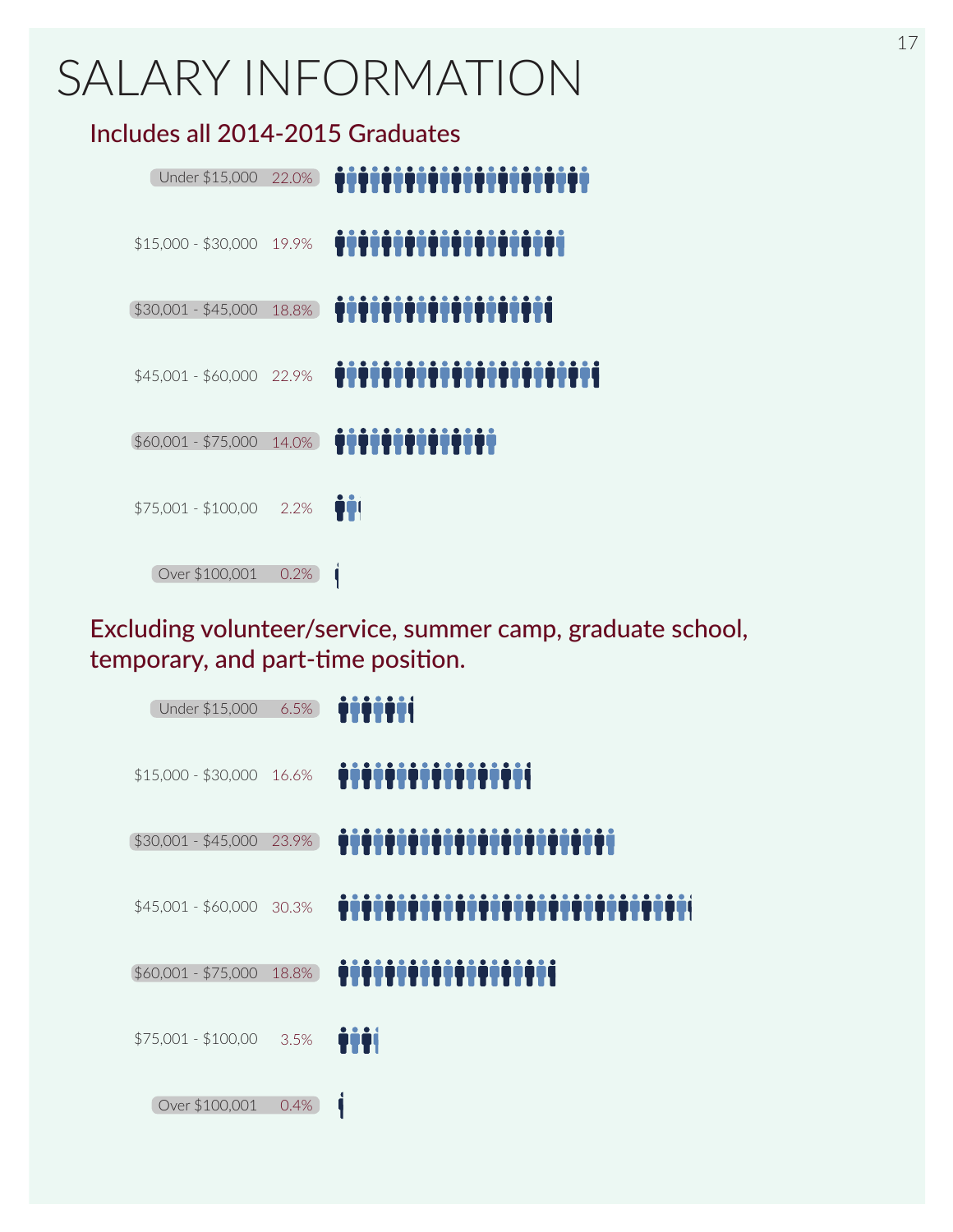# SALARY INFORMATION

## Includes all 2014-2015 Graduates

| Salary Range | Percentage |
| --- | --- |
| Under $15,000 | 22.0% |
| $15,000 - $30,000 | 19.9% |
| $30,001 - $45,000 | 18.8% |
| $45,001 - $60,000 | 22.9% |
| $60,001 - $75,000 | 14.0% |
| $75,001 - $100,00 | 2.2% |
| Over $100,001 | 0.2% |

## Excluding volunteer/service, summer camp, graduate school, temporary, and part-time position.

| Salary Range | Percentage |
| --- | --- |
| Under $15,000 | 6.5% |
| $15,000 - $30,000 | 16.6% |
| $30,001 - $45,000 | 23.9% |
| $45,001 - $60,000 | 30.3% |
| $60,001 - $75,000 | 18.8% |
| $75,001 - $100,00 | 3.5% |
| Over $100,001 | 0.4% |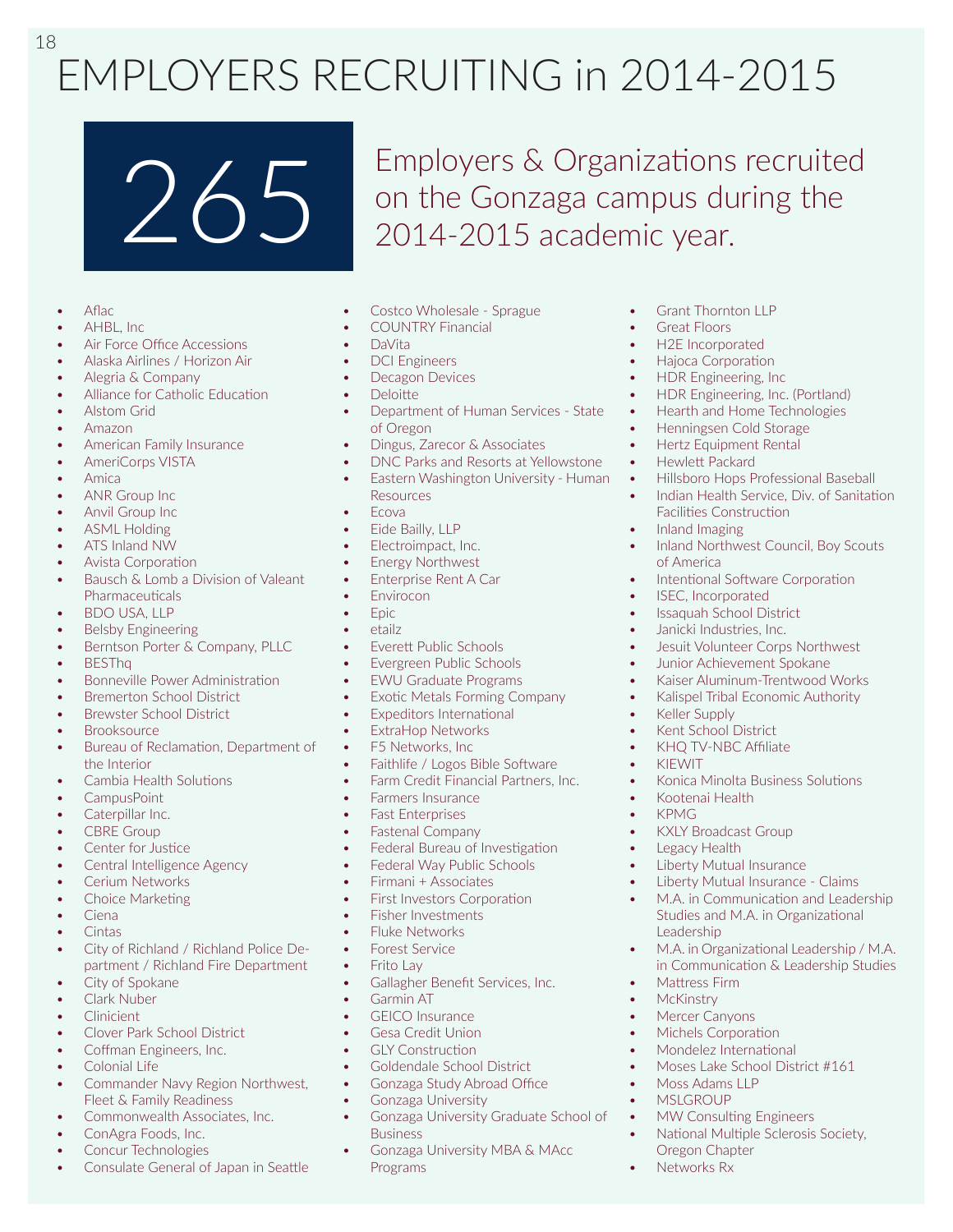# EMPLOYERS RECRUITING in 2014-2015

**265**

Employers & Organizations recruited on the Gonzaga campus during the 2014-2015 academic year.

- Aflac
- AHBL, Inc
- Air Force Office Accessions
- Alaska Airlines / Horizon Air
- Alegria & Company
- Alliance for Catholic Education
- Alstom Grid
- Amazon
- American Family Insurance
- AmeriCorps VISTA
- Amica
- ANR Group Inc
- Anvil Group Inc
- ASML Holding
- ATS Inland NW
- Avista Corporation
- Bausch & Lomb a Division of Valeant Pharmaceuticals
- BDO USA, LLP
- Belsby Engineering
- Berntson Porter & Company, PLLC
- BESThq
- Bonneville Power Administration
- Bremerton School District
- Brewster School District
- Brooksource
- Bureau of Reclamation, Department of the Interior
- Cambia Health Solutions
- CampusPoint
- Caterpillar Inc.
- CBRE Group
- Center for Justice
- Central Intelligence Agency
- Cerium Networks
- Choice Marketing
- Ciena
- Cintas
- City of Richland / Richland Police Department / Richland Fire Department
- City of Spokane
- Clark Nuber
- Clinicient
- Clover Park School District
- Coffman Engineers, Inc.
- Colonial Life
- Commander Navy Region Northwest, Fleet & Family Readiness
- Commonwealth Associates, Inc.
- ConAgra Foods, Inc.
- Concur Technologies
- Consulate General of Japan in Seattle
- Costco Wholesale - Sprague
- COUNTRY Financial
- DaVita
- DCI Engineers
- Decagon Devices
- Deloitte
- Department of Human Services - State of Oregon
- Dingus, Zarecor & Associates
- DNC Parks and Resorts at Yellowstone
- Eastern Washington University - Human Resources
- Ecova
- Eide Bailly, LLP
- Electroimpact, Inc.
- Energy Northwest
- Enterprise Rent A Car
- Envirocon
- Epic
- etailz
- Everett Public Schools
- Evergreen Public Schools
- EWU Graduate Programs
- Exotic Metals Forming Company
- Expeditors International
- ExtraHop Networks
- F5 Networks, Inc
- Faithlife / Logos Bible Software
- Farm Credit Financial Partners, Inc.
- Farmers Insurance
- Fast Enterprises
- Fastenal Company
- Federal Bureau of Investigation
- Federal Way Public Schools
- Firmani + Associates
- First Investors Corporation
- Fisher Investments
- Fluke Networks
- Forest Service
- Frito Lay
- Gallagher Benefit Services, Inc.
- Garmin AT
- GEICO Insurance
- Gesa Credit Union
- GLY Construction
- Goldendale School District
- Gonzaga Study Abroad Office
- Gonzaga University
- Gonzaga University Graduate School of Business
- Gonzaga University MBA & MAcc Programs
- Grant Thornton LLP
- Great Floors
- H2E Incorporated
- Hajoca Corporation
- HDR Engineering, Inc
- HDR Engineering, Inc. (Portland)
- Hearth and Home Technologies
- Henningsen Cold Storage
- Hertz Equipment Rental
- Hewlett Packard
- Hillsboro Hops Professional Baseball
- Indian Health Service, Div. of Sanitation Facilities Construction
- Inland Imaging
- Inland Northwest Council, Boy Scouts of America
- Intentional Software Corporation
- ISEC, Incorporated
- Issaquah School District
- Janicki Industries, Inc.
- Jesuit Volunteer Corps Northwest
- Junior Achievement Spokane
- Kaiser Aluminum-Trentwood Works
- Kalispel Tribal Economic Authority
- Keller Supply
- Kent School District
- KHQ TV-NBC Affiliate
- KIEWIT
- Konica Minolta Business Solutions
- Kootenai Health
- KPMG
- KXLY Broadcast Group
- Legacy Health
- Liberty Mutual Insurance
- Liberty Mutual Insurance - Claims
- M.A. in Communication and Leadership Studies and M.A. in Organizational Leadership
- M.A. in Organizational Leadership / M.A. in Communication & Leadership Studies
- Mattress Firm
- McKinstry
- Mercer Canyons
- Michels Corporation
- Mondelez International
- Moses Lake School District #161
- Moss Adams LLP
- MSLGROUP
- MW Consulting Engineers
- National Multiple Sclerosis Society, Oregon Chapter
- Networks Rx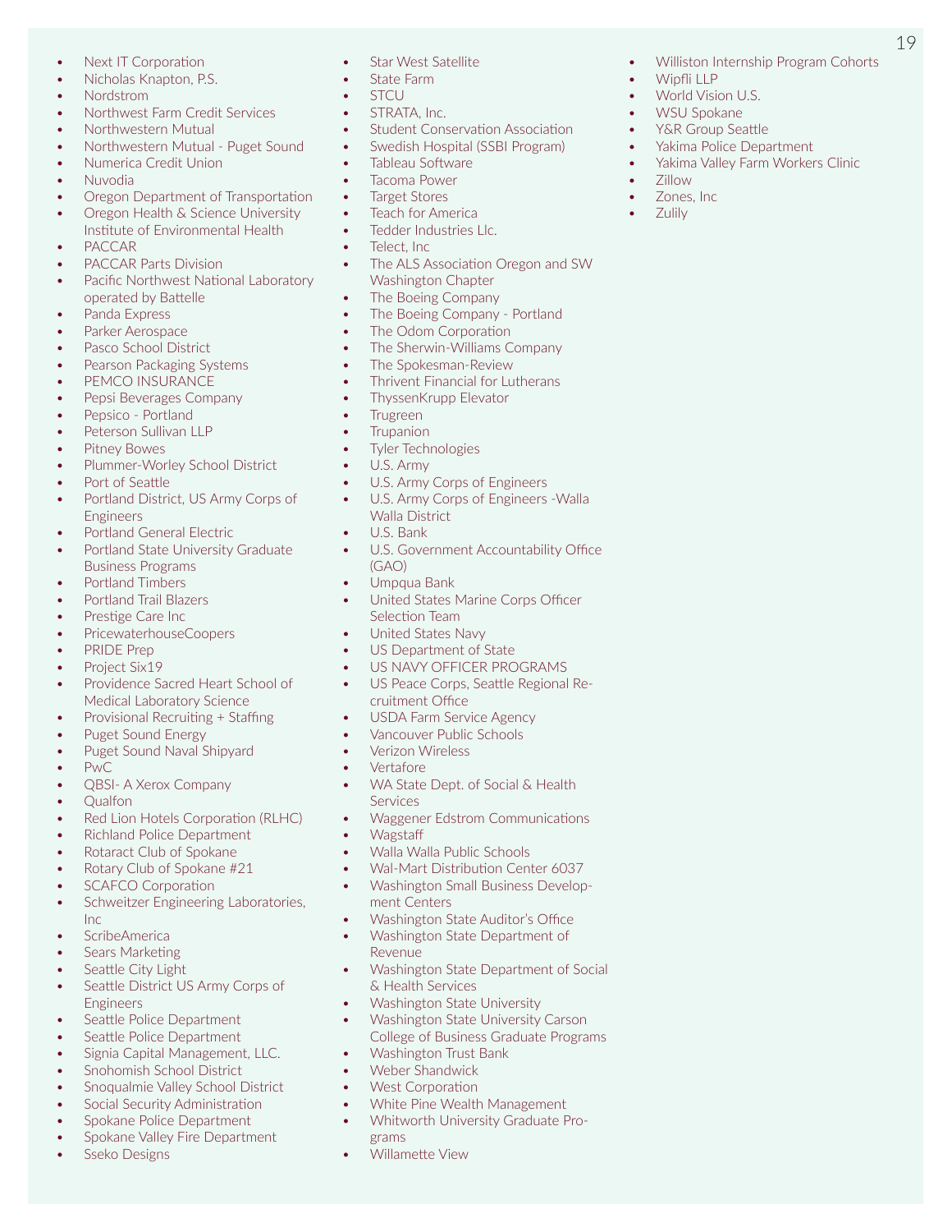- Next IT Corporation
- Nicholas Knapton, P.S.
- Nordstrom
- Northwest Farm Credit Services
- Northwestern Mutual
- Northwestern Mutual - Puget Sound
- Numerica Credit Union
- Nuvodia
- Oregon Department of Transportation
- Oregon Health & Science University Institute of Environmental Health
- PACCAR
- PACCAR Parts Division
- Pacific Northwest National Laboratory operated by Battelle
- Panda Express
- Parker Aerospace
- Pasco School District
- Pearson Packaging Systems
- PEMCO INSURANCE
- Pepsi Beverages Company
- Pepsico - Portland
- Peterson Sullivan LLP
- Pitney Bowes
- Plummer-Worley School District
- Port of Seattle
- Portland District, US Army Corps of Engineers
- Portland General Electric
- Portland State University Graduate Business Programs
- Portland Timbers
- Portland Trail Blazers
- Prestige Care Inc
- PricewaterhouseCoopers
- PRIDE Prep
- Project Six19
- Providence Sacred Heart School of Medical Laboratory Science
- Provisional Recruiting + Staffing
- Puget Sound Energy
- Puget Sound Naval Shipyard
- PwC
- QBSI- A Xerox Company
- Qualfon
- Red Lion Hotels Corporation (RLHC)
- Richland Police Department
- Rotaract Club of Spokane
- Rotary Club of Spokane #21
- SCAFCO Corporation
- Schweitzer Engineering Laboratories, Inc
- ScribeAmerica
- Sears Marketing
- Seattle City Light
- Seattle District US Army Corps of Engineers
- Seattle Police Department
- Seattle Police Department
- Signia Capital Management, LLC.
- Snohomish School District
- Snoqualmie Valley School District
- Social Security Administration
- Spokane Police Department
- Spokane Valley Fire Department
- Sseko Designs
- Star West Satellite
- State Farm
- STCU
- STRATA, Inc.
- Student Conservation Association
- Swedish Hospital (SSBI Program)
- Tableau Software
- Tacoma Power
- Target Stores
- Teach for America
- Tedder Industries Llc.
- Telect, Inc
- The ALS Association Oregon and SW Washington Chapter
- The Boeing Company
- The Boeing Company - Portland
- The Odom Corporation
- The Sherwin-Williams Company
- The Spokesman-Review
- Thrivent Financial for Lutherans
- ThyssenKrupp Elevator
- Trugreen
- Trupanion
- Tyler Technologies
- U.S. Army
- U.S. Army Corps of Engineers
- U.S. Army Corps of Engineers -Walla Walla District
- U.S. Bank
- U.S. Government Accountability Office (GAO)
- Umpqua Bank
- United States Marine Corps Officer Selection Team
- United States Navy
- US Department of State
- US NAVY OFFICER PROGRAMS
- US Peace Corps, Seattle Regional Recruitment Office
- USDA Farm Service Agency
- Vancouver Public Schools
- Verizon Wireless
- Vertafore
- WA State Dept. of Social & Health Services
- Waggener Edstrom Communications
- Wagstaff
- Walla Walla Public Schools
- Wal-Mart Distribution Center 6037
- Washington Small Business Development Centers
- Washington State Auditor's Office
- Washington State Department of Revenue
- Washington State Department of Social & Health Services
- Washington State University
- Washington State University Carson College of Business Graduate Programs
- Washington Trust Bank
- Weber Shandwick
- West Corporation
- White Pine Wealth Management
- Whitworth University Graduate Programs
- Willamette View
- Williston Internship Program Cohorts
- Wipfli LLP
- World Vision U.S.
- WSU Spokane
- Y&R Group Seattle
- Yakima Police Department
- Yakima Valley Farm Workers Clinic
- Zillow
- Zones, Inc
- Zulily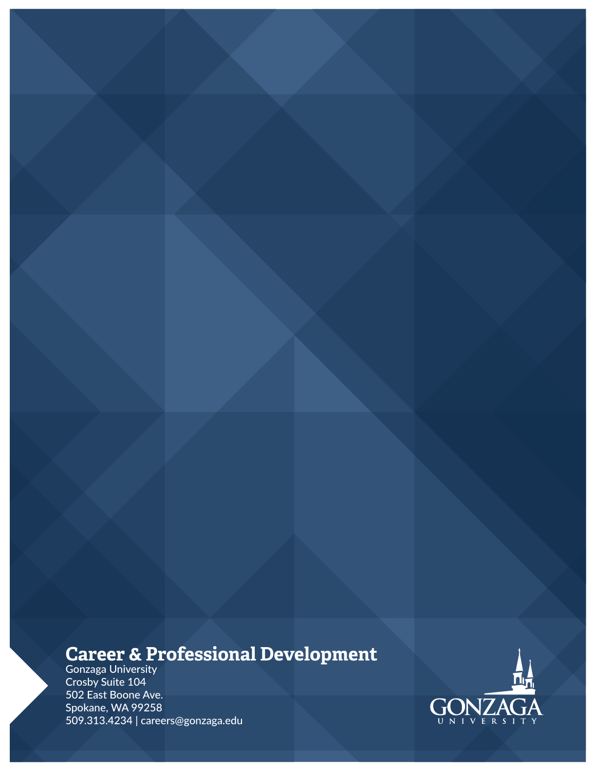## Career & Professional Development

Gonzaga University
Crosby Suite 104
502 East Boone Ave.
Spokane, WA 99258
509.313.4234 | careers@gonzaga.edu

GONZAGA
UNIVERSITY